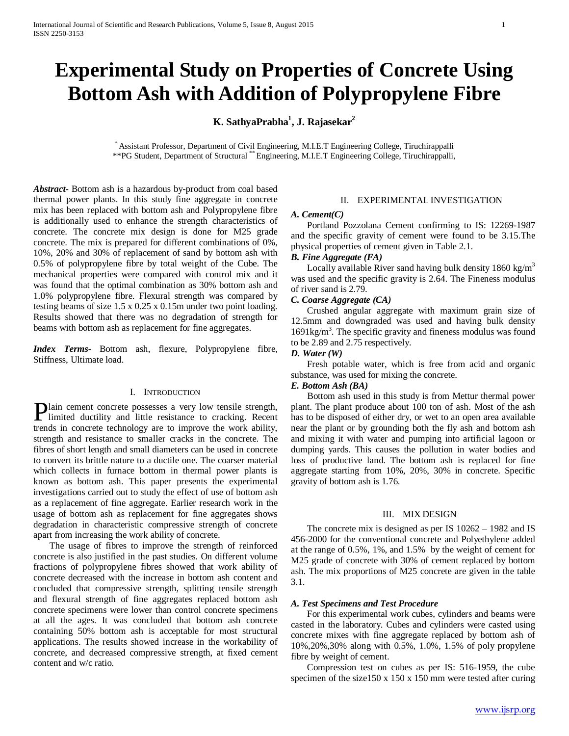# Experimental Study on Properties of Concrete Using Bottom Ash with Addition of Polypropylene Fibre

**K. SathyaPrabha[1], J. Rajasekar[2]**

[*] Assistant Professor, Department of Civil Engineering, M.I.E.T Engineering College, Tiruchirappalli
**PG Student, Department of Structural [**] Engineering, M.I.E.T Engineering College, Tiruchirappalli,

***Abstract***- Bottom ash is a hazardous by-product from coal based thermal power plants. In this study fine aggregate in concrete mix has been replaced with bottom ash and Polypropylene fibre is additionally used to enhance the strength characteristics of concrete. The concrete mix design is done for M25 grade concrete. The mix is prepared for different combinations of 0%, 10%, 20% and 30% of replacement of sand by bottom ash with 0.5% of polypropylene fibre by total weight of the Cube. The mechanical properties were compared with control mix and it was found that the optimal combination as 30% bottom ash and 1.0% polypropylene fibre. Flexural strength was compared by testing beams of size 1.5 x 0.25 x 0.15m under two point loading. Results showed that there was no degradation of strength for beams with bottom ash as replacement for fine aggregates.

***Index Terms***- Bottom ash, flexure, Polypropylene fibre, Stiffness, Ultimate load.

## I. Introduction

Plain cement concrete possesses a very low tensile strength, limited ductility and little resistance to cracking. Recent trends in concrete technology are to improve the work ability, strength and resistance to smaller cracks in the concrete. The fibres of short length and small diameters can be used in concrete to convert its brittle nature to a ductile one. The coarser material which collects in furnace bottom in thermal power plants is known as bottom ash. This paper presents the experimental investigations carried out to study the effect of use of bottom ash as a replacement of fine aggregate. Earlier research work in the usage of bottom ash as replacement for fine aggregates shows degradation in characteristic compressive strength of concrete apart from increasing the work ability of concrete.

The usage of fibres to improve the strength of reinforced concrete is also justified in the past studies. On different volume fractions of polypropylene fibres showed that work ability of concrete decreased with the increase in bottom ash content and concluded that compressive strength, splitting tensile strength and flexural strength of fine aggregates replaced bottom ash concrete specimens were lower than control concrete specimens at all the ages. It was concluded that bottom ash concrete containing 50% bottom ash is acceptable for most structural applications. The results showed increase in the workability of concrete, and decreased compressive strength, at fixed cement content and w/c ratio.

## II. Experimental Investigation

### *A. Cement(C)*

Portland Pozzolana Cement confirming to IS: 12269-1987 and the specific gravity of cement were found to be 3.15.The physical properties of cement given in Table 2.1.

### *B. Fine Aggregate (FA)*

Locally available River sand having bulk density 1860 kg/m$^3$ was used and the specific gravity is 2.64. The Fineness modulus of river sand is 2.79.

### *C. Coarse Aggregate (CA)*

Crushed angular aggregate with maximum grain size of 12.5mm and downgraded was used and having bulk density 1691kg/m$^3$. The specific gravity and fineness modulus was found to be 2.89 and 2.75 respectively.

### *D. Water (W)*

Fresh potable water, which is free from acid and organic substance, was used for mixing the concrete.

### *E. Bottom Ash (BA)*

Bottom ash used in this study is from Mettur thermal power plant. The plant produce about 100 ton of ash. Most of the ash has to be disposed of either dry, or wet to an open area available near the plant or by grounding both the fly ash and bottom ash and mixing it with water and pumping into artificial lagoon or dumping yards. This causes the pollution in water bodies and loss of productive land. The bottom ash is replaced for fine aggregate starting from 10%, 20%, 30% in concrete. Specific gravity of bottom ash is 1.76.

## III. Mix Design

The concrete mix is designed as per IS 10262 – 1982 and IS 456-2000 for the conventional concrete and Polyethylene added at the range of 0.5%, 1%, and 1.5% by the weight of cement for M25 grade of concrete with 30% of cement replaced by bottom ash. The mix proportions of M25 concrete are given in the table 3.1.

### *A. Test Specimens and Test Procedure*

For this experimental work cubes, cylinders and beams were casted in the laboratory. Cubes and cylinders were casted using concrete mixes with fine aggregate replaced by bottom ash of 10%,20%,30% along with 0.5%, 1.0%, 1.5% of poly propylene fibre by weight of cement.

Compression test on cubes as per IS: 516-1959, the cube specimen of the size150 x 150 x 150 mm were tested after curing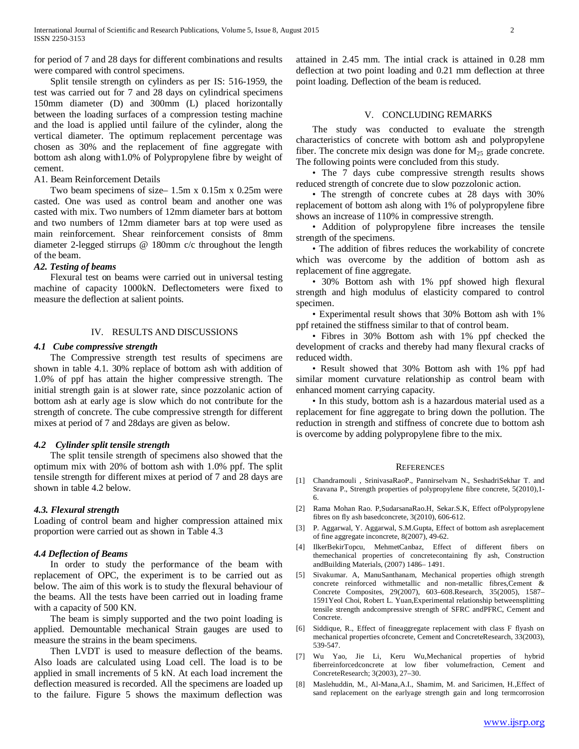for period of 7 and 28 days for different combinations and results were compared with control specimens.

Split tensile strength on cylinders as per IS: 516-1959, the test was carried out for 7 and 28 days on cylindrical specimens 150mm diameter (D) and 300mm (L) placed horizontally between the loading surfaces of a compression testing machine and the load is applied until failure of the cylinder, along the vertical diameter. The optimum replacement percentage was chosen as 30% and the replacement of fine aggregate with bottom ash along with1.0% of Polypropylene fibre by weight of cement.

A1. Beam Reinforcement Details

Two beam specimens of size– 1.5m x 0.15m x 0.25m were casted. One was used as control beam and another one was casted with mix. Two numbers of 12mm diameter bars at bottom and two numbers of 12mm diameter bars at top were used as main reinforcement. Shear reinforcement consists of 8mm diameter 2-legged stirrups @ 180mm c/c throughout the length of the beam.

***A2. Testing of beams***

Flexural test on beams were carried out in universal testing machine of capacity 1000kN. Deflectometers were fixed to measure the deflection at salient points.

## IV. RESULTS AND DISCUSSIONS

***4.1 Cube compressive strength***

The Compressive strength test results of specimens are shown in table 4.1. 30% replace of bottom ash with addition of 1.0% of ppf has attain the higher compressive strength. The initial strength gain is at slower rate, since pozzolanic action of bottom ash at early age is slow which do not contribute for the strength of concrete. The cube compressive strength for different mixes at period of 7 and 28days are given as below.

***4.2 Cylinder split tensile strength***

The split tensile strength of specimens also showed that the optimum mix with 20% of bottom ash with 1.0% ppf. The split tensile strength for different mixes at period of 7 and 28 days are shown in table 4.2 below.

***4.3. Flexural strength***

Loading of control beam and higher compression attained mix proportion were carried out as shown in Table 4.3

***4.4 Deflection of Beams***

In order to study the performance of the beam with replacement of OPC, the experiment is to be carried out as below. The aim of this work is to study the flexural behaviour of the beams. All the tests have been carried out in loading frame with a capacity of 500 KN.

The beam is simply supported and the two point loading is applied. Demountable mechanical Strain gauges are used to measure the strains in the beam specimens.

Then LVDT is used to measure deflection of the beams. Also loads are calculated using Load cell. The load is to be applied in small increments of 5 kN. At each load increment the deflection measured is recorded. All the specimens are loaded up to the failure. Figure 5 shows the maximum deflection was attained in 2.45 mm. The intial crack is attained in 0.28 mm deflection at two point loading and 0.21 mm deflection at three point loading. Deflection of the beam is reduced.

## V. CONCLUDING REMARKS

The study was conducted to evaluate the strength characteristics of concrete with bottom ash and polypropylene fiber. The concrete mix design was done for $M_{25}$ grade concrete. The following points were concluded from this study.

- The 7 days cube compressive strength results shows reduced strength of concrete due to slow pozzolonic action.
- The strength of concrete cubes at 28 days with 30% replacement of bottom ash along with 1% of polypropylene fibre shows an increase of 110% in compressive strength.
- Addition of polypropylene fibre increases the tensile strength of the specimens.
- The addition of fibres reduces the workability of concrete which was overcome by the addition of bottom ash as replacement of fine aggregate.
- 30% Bottom ash with 1% ppf showed high flexural strength and high modulus of elasticity compared to control specimen.
- Experimental result shows that 30% Bottom ash with 1% ppf retained the stiffness similar to that of control beam.
- Fibres in 30% Bottom ash with 1% ppf checked the development of cracks and thereby had many flexural cracks of reduced width.
- Result showed that 30% Bottom ash with 1% ppf had similar moment curvature relationship as control beam with enhanced moment carrying capacity.
- In this study, bottom ash is a hazardous material used as a replacement for fine aggregate to bring down the pollution. The reduction in strength and stiffness of concrete due to bottom ash is overcome by adding polypropylene fibre to the mix.

## REFERENCES

[1] Chandramouli , SrinivasaRaoP., Pannirselvam N., SeshadriSekhar T. and Sravana P., Strength properties of polypropylene fibre concrete, 5(2010),1-6.

[2] Rama Mohan Rao. P,SudarsanaRao.H, Sekar.S.K, Effect ofPolypropylene fibres on fly ash basedconcrete, 3(2010), 606-612.

[3] P. Aggarwal, Y. Aggarwal, S.M.Gupta, Effect of bottom ash asreplacement of fine aggregate inconcrete, 8(2007), 49-62.

[4] IlkerBekirTopcu, MehmetCanbaz, Effect of different fibers on themechanical properties of concretecontaining fly ash, Construction andBuilding Materials, (2007) 1486– 1491.

[5] Sivakumar. A, ManuSanthanam, Mechanical properties ofhigh strength concrete reinforced withmetallic and non-metallic fibres,Cement & Concrete Composites, 29(2007), 603–608.Research, 35(2005), 1587–1591Yeol Choi, Robert L. Yuan,Experimental relationship betweensplitting tensile strength andcompressive strength of SFRC andPFRC, Cement and Concrete.

[6] Siddique, R., Effect of fineaggregate replacement with class F flyash on mechanical properties ofconcrete, Cement and ConcreteResearch, 33(2003), 539-547.

[7] Wu Yao, Jie Li, Keru Wu,Mechanical properties of hybrid fiberreinforcedconcrete at low fiber volumefraction, Cement and ConcreteResearch; 3(2003), 27–30.

[8] Maslehuddin, M., Al-Mana,A.I., Shamim, M. and Saricimen, H.,Effect of sand replacement on the earlyage strength gain and long termcorrosion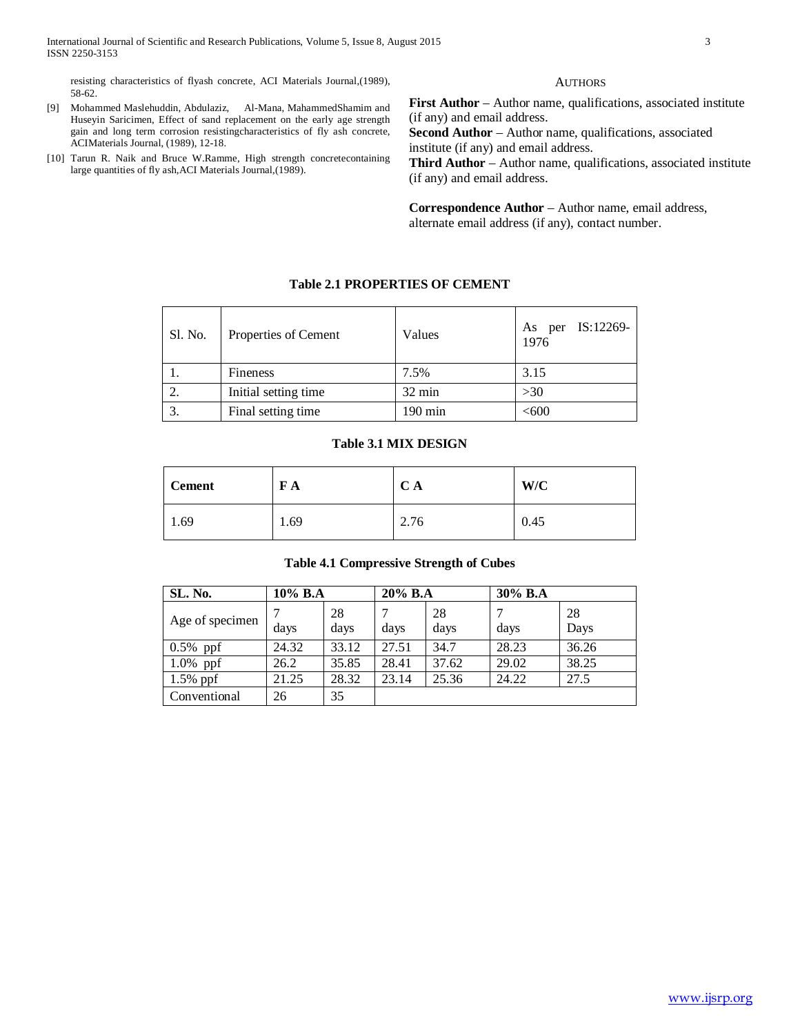resisting characteristics of flyash concrete, ACI Materials Journal,(1989), 58-62.

[9] Mohammed Maslehuddin, Abdulaziz, Al-Mana, MahammedShamim and Huseyin Saricimen, Effect of sand replacement on the early age strength gain and long term corrosion resistingcharacteristics of fly ash concrete, ACIMaterials Journal, (1989), 12-18.

[10] Tarun R. Naik and Bruce W.Ramme, High strength concretecontaining large quantities of fly ash,ACI Materials Journal,(1989).

AUTHORS

**First Author** – Author name, qualifications, associated institute (if any) and email address.

**Second Author** – Author name, qualifications, associated institute (if any) and email address.

**Third Author** – Author name, qualifications, associated institute (if any) and email address.

**Correspondence Author** – Author name, email address, alternate email address (if any), contact number.

**Table 2.1 PROPERTIES OF CEMENT**

| Sl. No. | Properties of Cement | Values | As per IS:12269-1976 |
|---|---|---|---|
| 1. | Fineness | 7.5% | 3.15 |
| 2. | Initial setting time | 32 min | >30 |
| 3. | Final setting time | 190 min | <600 |

**Table 3.1 MIX DESIGN**

| Cement | F A | C A | W/C |
|---|---|---|---|
| 1.69 | 1.69 | 2.76 | 0.45 |

**Table 4.1 Compressive Strength of Cubes**

| SL. No. | 10% B.A | | 20% B.A | | 30% B.A | |
|---|---|---|---|---|---|---|
| Age of specimen | 7 days | 28 days | 7 days | 28 days | 7 days | 28 Days |
| 0.5% ppf | 24.32 | 33.12 | 27.51 | 34.7 | 28.23 | 36.26 |
| 1.0% ppf | 26.2 | 35.85 | 28.41 | 37.62 | 29.02 | 38.25 |
| 1.5% ppf | 21.25 | 28.32 | 23.14 | 25.36 | 24.22 | 27.5 |
| Conventional | 26 | 35 | | | | |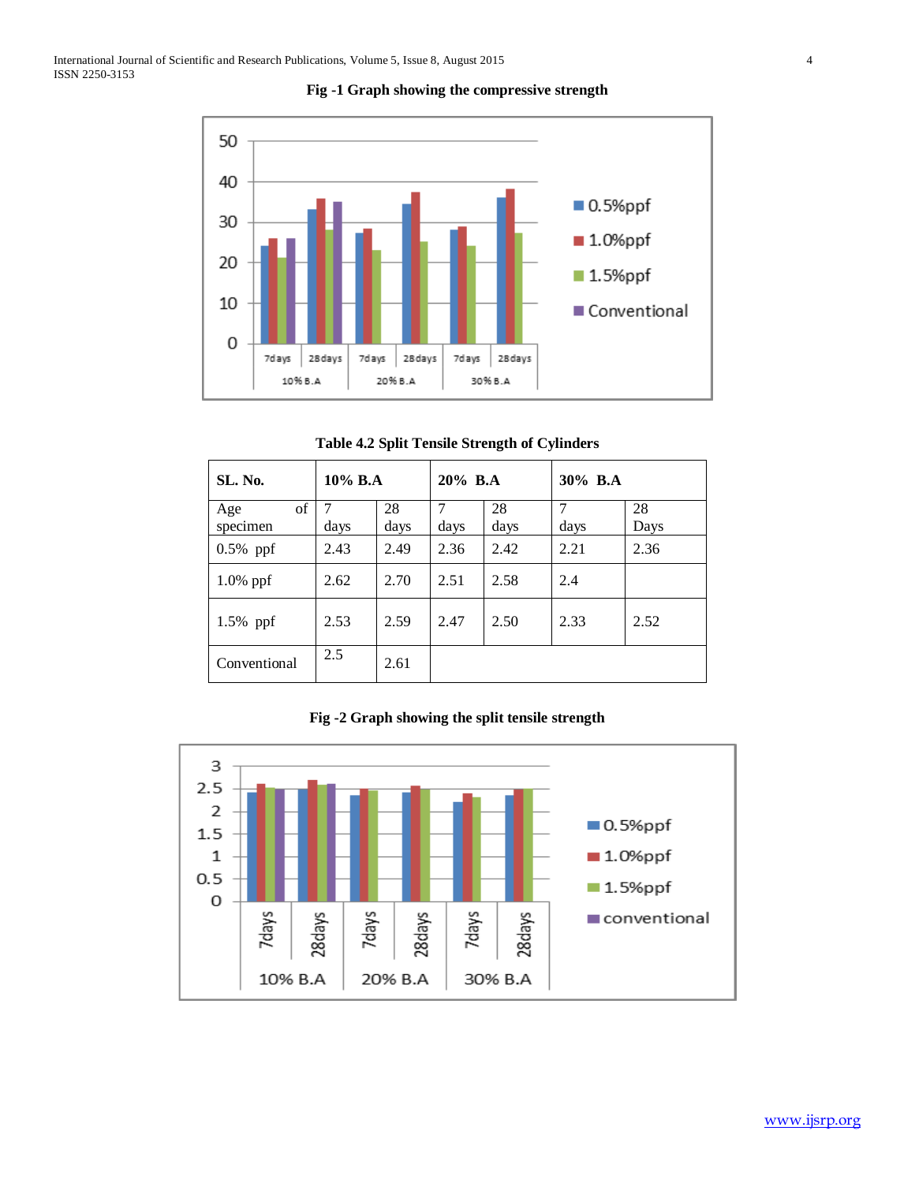**Fig -1 Graph showing the compressive strength**

**Table 4.2 Split Tensile Strength of Cylinders**

| SL. No. | 10% B.A | | 20% B.A | | 30% B.A | |
|---|---|---|---|---|---|---|
| Age of specimen | 7 days | 28 days | 7 days | 28 days | 7 days | 28 Days |
| 0.5% ppf | 2.43 | 2.49 | 2.36 | 2.42 | 2.21 | 2.36 |
| 1.0% ppf | 2.62 | 2.70 | 2.51 | 2.58 | 2.4 | |
| 1.5% ppf | 2.53 | 2.59 | 2.47 | 2.50 | 2.33 | 2.52 |
| Conventional | 2.5 | 2.61 | | | | |

**Fig -2 Graph showing the split tensile strength**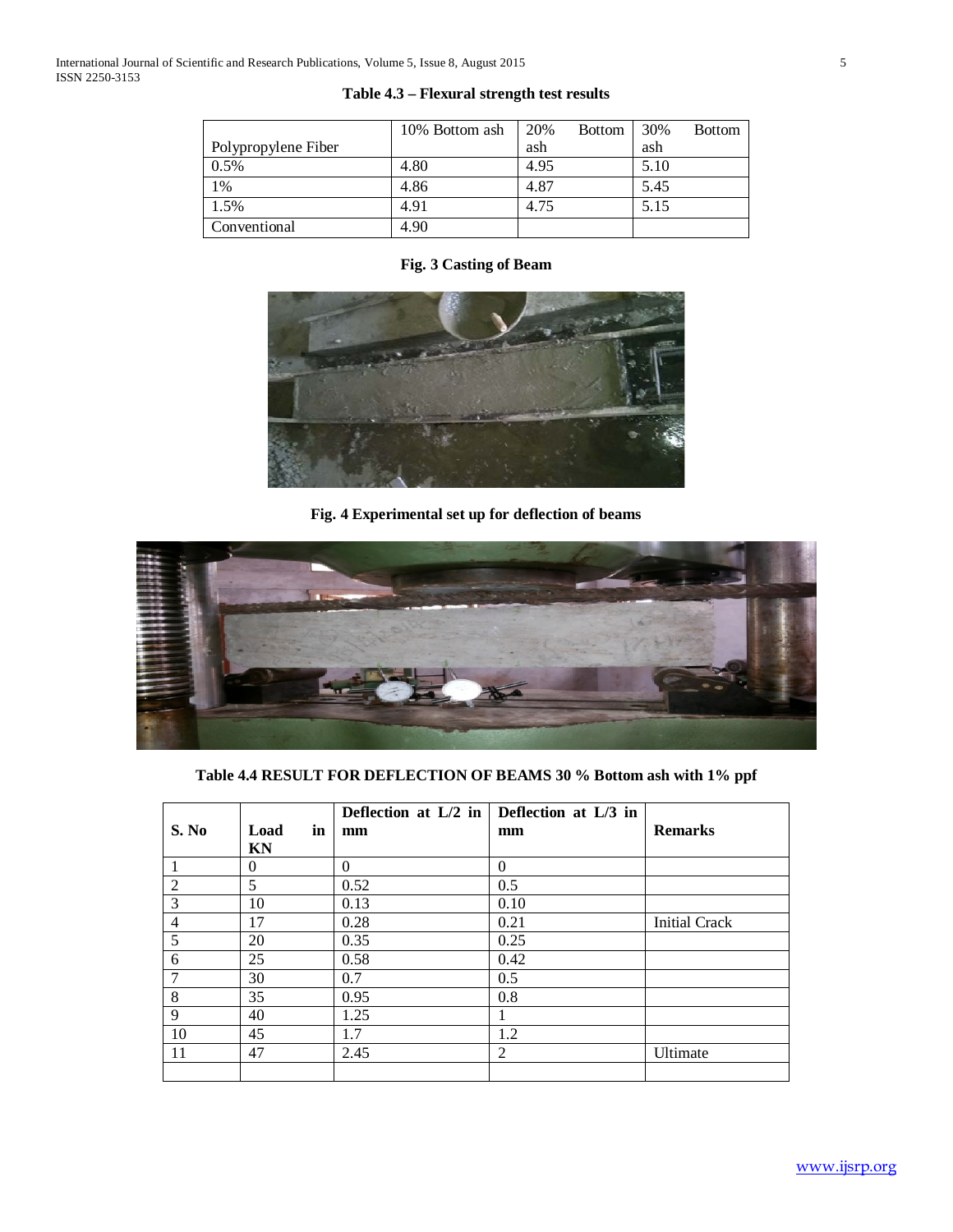**Table 4.3 – Flexural strength test results**

| Polypropylene Fiber | 10% Bottom ash | 20% Bottom ash | 30% Bottom ash |
|---|---|---|---|
| 0.5% | 4.80 | 4.95 | 5.10 |
| 1% | 4.86 | 4.87 | 5.45 |
| 1.5% | 4.91 | 4.75 | 5.15 |
| Conventional | 4.90 | | |

**Fig. 3 Casting of Beam**

**Fig. 4 Experimental set up for deflection of beams**

**Table 4.4 RESULT FOR DEFLECTION OF BEAMS 30 % Bottom ash with 1% ppf**

| S. No | Load in KN | Deflection at L/2 in mm | Deflection at L/3 in mm | Remarks |
|---|---|---|---|---|
| 1 | 0 | 0 | 0 | |
| 2 | 5 | 0.52 | 0.5 | |
| 3 | 10 | 0.13 | 0.10 | |
| 4 | 17 | 0.28 | 0.21 | Initial Crack |
| 5 | 20 | 0.35 | 0.25 | |
| 6 | 25 | 0.58 | 0.42 | |
| 7 | 30 | 0.7 | 0.5 | |
| 8 | 35 | 0.95 | 0.8 | |
| 9 | 40 | 1.25 | 1 | |
| 10 | 45 | 1.7 | 1.2 | |
| 11 | 47 | 2.45 | 2 | Ultimate |
| | | | | |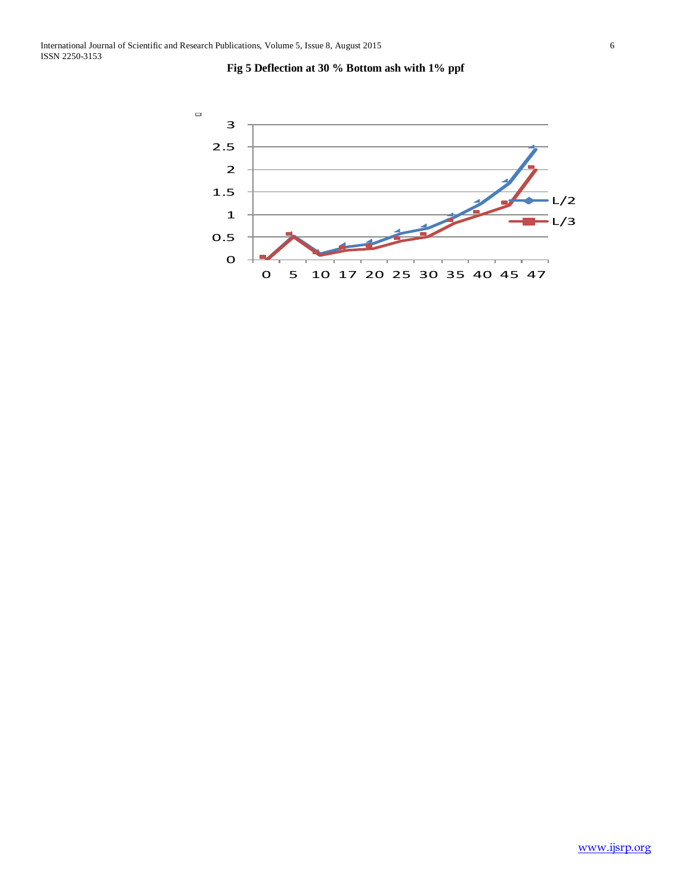**Fig 5 Deflection at 30 % Bottom ash with 1% ppf**

3
2.5
2
1.5
1
0.5
0

0 5 10 17 20 25 30 35 40 45 47

L/2
L/3